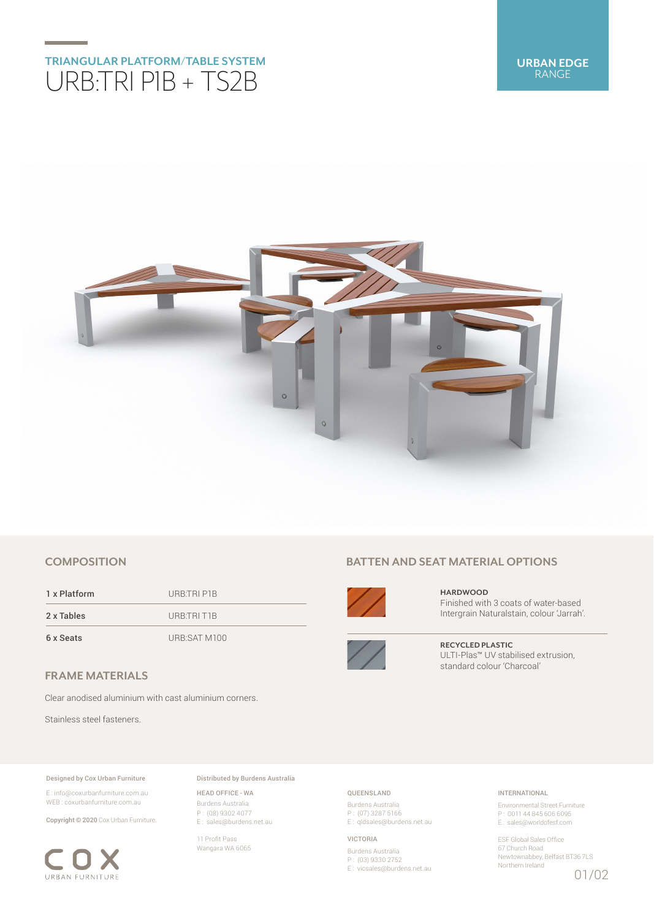URBAN EDGE RANGE

## TRIANGULAR PLATFORM/TABLE SYSTEM

# URB:TRI P1B + TS2B

## COMPOSITION

| | |
|---|---|
| 1 x Platform | URB:TRI P1B |
| 2 x Tables | URB:TRI T1B |
| 6 x Seats | URB:SAT M100 |

## FRAME MATERIALS

Clear anodised aluminium with cast aluminium corners.

Stainless steel fasteners.

## BATTEN AND SEAT MATERIAL OPTIONS

**HARDWOOD**
Finished with 3 coats of water-based Intergrain Naturalstain, colour 'Jarrah'.

**RECYCLED PLASTIC**
ULTI-Plas™ UV stabilised extrusion, standard colour 'Charcoal'

**Designed by Cox Urban Furniture**

E : info@coxurbanfurniture.com.au
WEB : coxurbanfurniture.com.au

**Copyright © 2020** Cox Urban Furniture.

COX URBAN FURNITURE

**Distributed by Burdens Australia**

HEAD OFFICE - WA
Burdens Australia
P : (08) 9302 4077
E : sales@burdens.net.au

11 Profit Pass
Wangara WA 6065

QUEENSLAND
Burdens Australia
P : (07) 3287 5166
E : qldsales@burdens.net.au

VICTORIA
Burdens Australia
P : (03) 9330 2752
E : vicsales@burdens.net.au

INTERNATIONAL
Environmental Street Furniture
P : 0011 44 845 606 6095
E : sales@worldofesf.com

ESF Global Sales Office
67 Church Road
Newtownabbey, Belfast BT36 7LS
Northern Ireland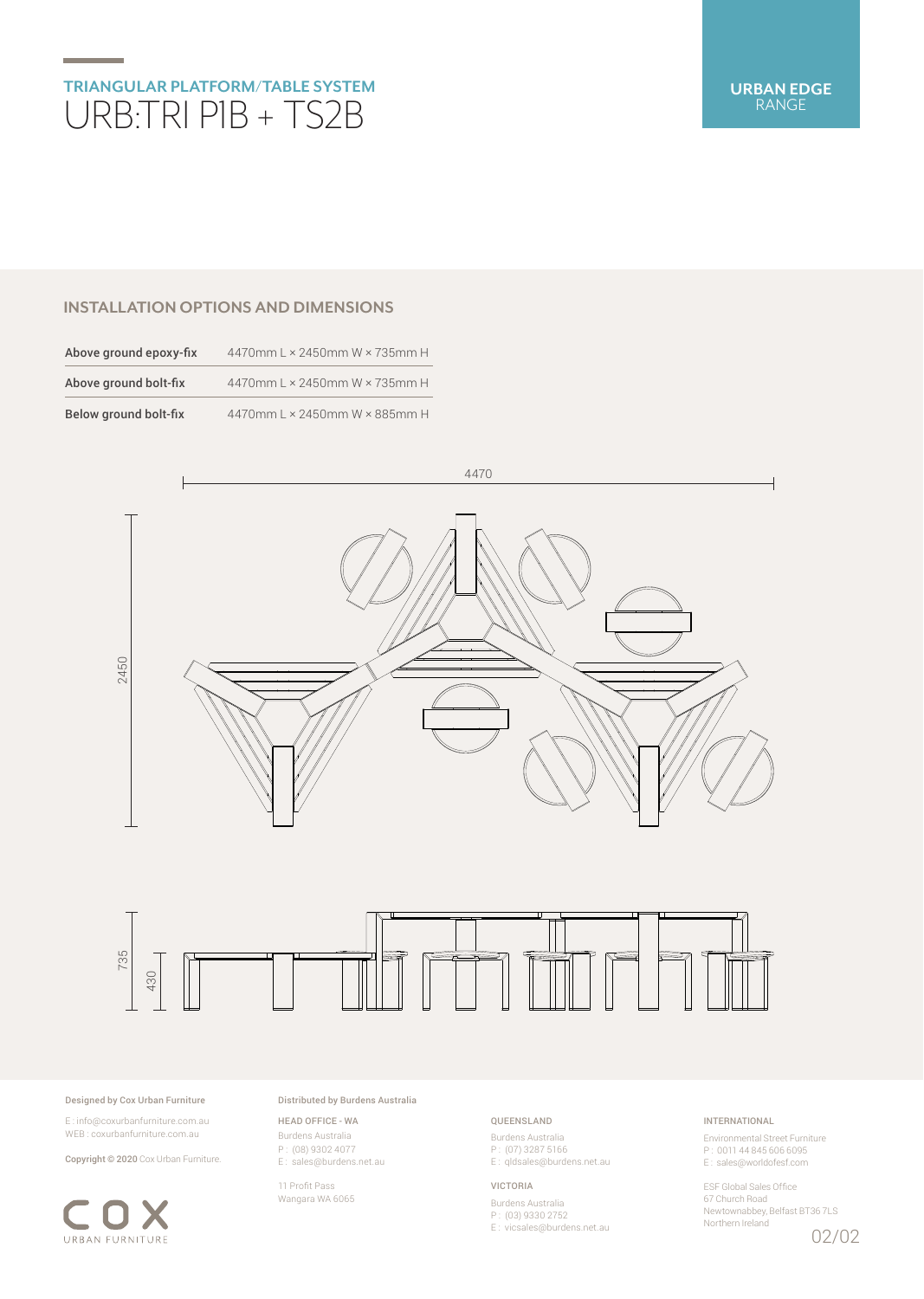**TRIANGULAR PLATFORM/TABLE SYSTEM**

# URB:TRI P1B + TS2B

**URBAN EDGE**
RANGE

## INSTALLATION OPTIONS AND DIMENSIONS

| | |
|---|---|
| **Above ground epoxy-fix** | 4470mm L × 2450mm W × 735mm H |
| **Above ground bolt-fix** | 4470mm L × 2450mm W × 735mm H |
| **Below ground bolt-fix** | 4470mm L × 2450mm W × 885mm H |

4470

2450

735

430

**Designed by Cox Urban Furniture**

E : info@coxurbanfurniture.com.au
WEB : coxurbanfurniture.com.au

**Copyright © 2020** Cox Urban Furniture.

COX
URBAN FURNITURE

**Distributed by Burdens Australia**

HEAD OFFICE - WA
Burdens Australia
P : (08) 9302 4077
E : sales@burdens.net.au

11 Profit Pass
Wangara WA 6065

QUEENSLAND
Burdens Australia
P : (07) 3287 5166
E : qldsales@burdens.net.au

VICTORIA
Burdens Australia
P : (03) 9330 2752
E : vicsales@burdens.net.au

INTERNATIONAL
Environmental Street Furniture
P : 0011 44 845 606 6095
E : sales@worldofesf.com

ESF Global Sales Office
67 Church Road
Newtownabbey, Belfast BT36 7LS
Northern Ireland